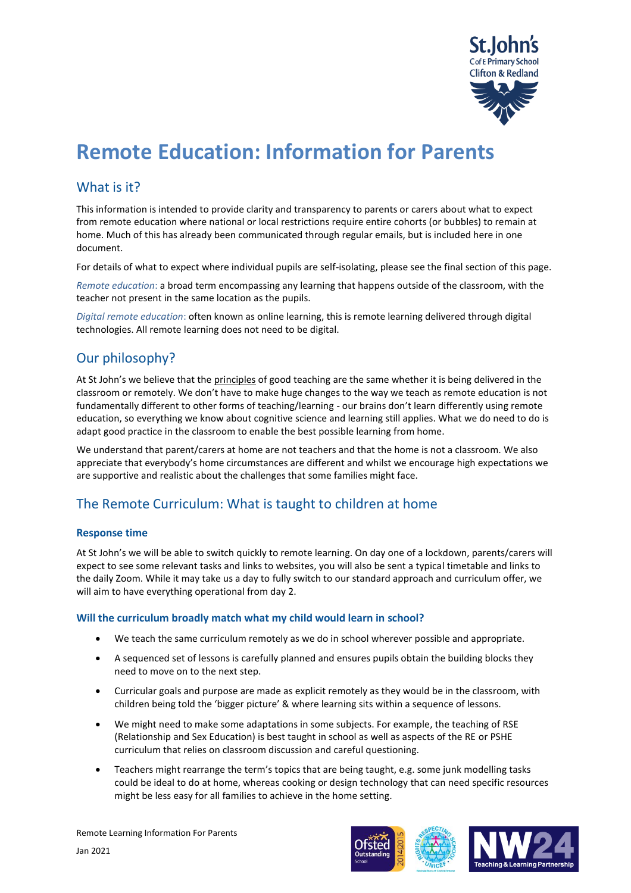# Remote Education: Information for Parents

## What is it?

This information is intended to provide clarity and transparency to parents or carers about what to expect from remote education where national or local restrictions require entire cohorts (or bubbles) to remain at home. Much of this has already been communicated through regular emails, but is included here in one document.

For details of what to expect where individual pupils are self-isolating, please see the final section of this page.

*Remote education*: a broad term encompassing any learning that happens outside of the classroom, with the teacher not present in the same location as the pupils.

*Digital remote education*: often known as online learning, this is remote learning delivered through digital technologies. All remote learning does not need to be digital.

## Our philosophy?

At St John's we believe that the principles of good teaching are the same whether it is being delivered in the classroom or remotely. We don't have to make huge changes to the way we teach as remote education is not fundamentally different to other forms of teaching/learning - our brains don't learn differently using remote education, so everything we know about cognitive science and learning still applies. What we do need to do is adapt good practice in the classroom to enable the best possible learning from home.

We understand that parent/carers at home are not teachers and that the home is not a classroom. We also appreciate that everybody's home circumstances are different and whilst we encourage high expectations we are supportive and realistic about the challenges that some families might face.

## The Remote Curriculum: What is taught to children at home

### Response time

At St John's we will be able to switch quickly to remote learning. On day one of a lockdown, parents/carers will expect to see some relevant tasks and links to websites, you will also be sent a typical timetable and links to the daily Zoom. While it may take us a day to fully switch to our standard approach and curriculum offer, we will aim to have everything operational from day 2.

### Will the curriculum broadly match what my child would learn in school?

- We teach the same curriculum remotely as we do in school wherever possible and appropriate.
- A sequenced set of lessons is carefully planned and ensures pupils obtain the building blocks they need to move on to the next step.
- Curricular goals and purpose are made as explicit remotely as they would be in the classroom, with children being told the 'bigger picture' & where learning sits within a sequence of lessons.
- We might need to make some adaptations in some subjects. For example, the teaching of RSE (Relationship and Sex Education) is best taught in school as well as aspects of the RE or PSHE curriculum that relies on classroom discussion and careful questioning.
- Teachers might rearrange the term's topics that are being taught, e.g. some junk modelling tasks could be ideal to do at home, whereas cooking or design technology that can need specific resources might be less easy for all families to achieve in the home setting.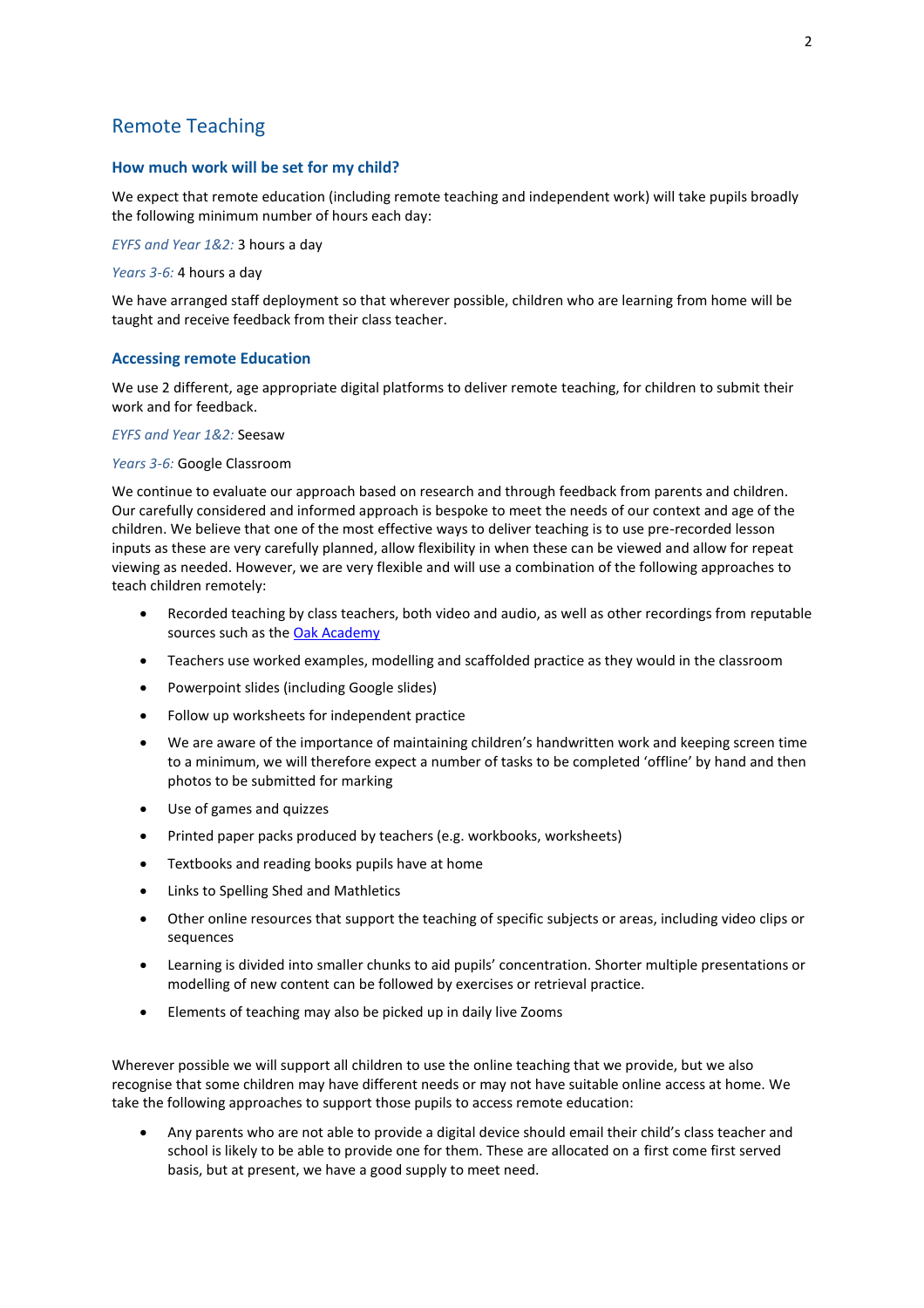## Remote Teaching

### How much work will be set for my child?

We expect that remote education (including remote teaching and independent work) will take pupils broadly the following minimum number of hours each day:

*EYFS and Year 1&2:* 3 hours a day

*Years 3-6:* 4 hours a day

We have arranged staff deployment so that wherever possible, children who are learning from home will be taught and receive feedback from their class teacher.

### Accessing remote Education

We use 2 different, age appropriate digital platforms to deliver remote teaching, for children to submit their work and for feedback.

*EYFS and Year 1&2:* Seesaw

*Years 3-6:* Google Classroom

We continue to evaluate our approach based on research and through feedback from parents and children. Our carefully considered and informed approach is bespoke to meet the needs of our context and age of the children. We believe that one of the most effective ways to deliver teaching is to use pre-recorded lesson inputs as these are very carefully planned, allow flexibility in when these can be viewed and allow for repeat viewing as needed. However, we are very flexible and will use a combination of the following approaches to teach children remotely:

- Recorded teaching by class teachers, both video and audio, as well as other recordings from reputable sources such as the [Oak Academy]
- Teachers use worked examples, modelling and scaffolded practice as they would in the classroom
- Powerpoint slides (including Google slides)
- Follow up worksheets for independent practice
- We are aware of the importance of maintaining children's handwritten work and keeping screen time to a minimum, we will therefore expect a number of tasks to be completed 'offline' by hand and then photos to be submitted for marking
- Use of games and quizzes
- Printed paper packs produced by teachers (e.g. workbooks, worksheets)
- Textbooks and reading books pupils have at home
- Links to Spelling Shed and Mathletics
- Other online resources that support the teaching of specific subjects or areas, including video clips or sequences
- Learning is divided into smaller chunks to aid pupils' concentration. Shorter multiple presentations or modelling of new content can be followed by exercises or retrieval practice.
- Elements of teaching may also be picked up in daily live Zooms

Wherever possible we will support all children to use the online teaching that we provide, but we also recognise that some children may have different needs or may not have suitable online access at home. We take the following approaches to support those pupils to access remote education:

- Any parents who are not able to provide a digital device should email their child's class teacher and school is likely to be able to provide one for them. These are allocated on a first come first served basis, but at present, we have a good supply to meet need.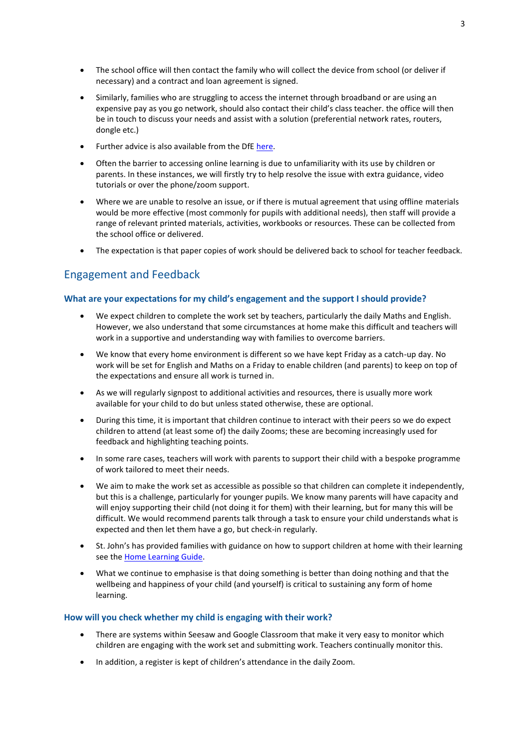- The school office will then contact the family who will collect the device from school (or deliver if necessary) and a contract and loan agreement is signed.
- Similarly, families who are struggling to access the internet through broadband or are using an expensive pay as you go network, should also contact their child's class teacher. the office will then be in touch to discuss your needs and assist with a solution (preferential network rates, routers, dongle etc.)
- Further advice is also available from the DfE here.
- Often the barrier to accessing online learning is due to unfamiliarity with its use by children or parents. In these instances, we will firstly try to help resolve the issue with extra guidance, video tutorials or over the phone/zoom support.
- Where we are unable to resolve an issue, or if there is mutual agreement that using offline materials would be more effective (most commonly for pupils with additional needs), then staff will provide a range of relevant printed materials, activities, workbooks or resources. These can be collected from the school office or delivered.
- The expectation is that paper copies of work should be delivered back to school for teacher feedback.

## Engagement and Feedback

### What are your expectations for my child's engagement and the support I should provide?

- We expect children to complete the work set by teachers, particularly the daily Maths and English. However, we also understand that some circumstances at home make this difficult and teachers will work in a supportive and understanding way with families to overcome barriers.
- We know that every home environment is different so we have kept Friday as a catch-up day. No work will be set for English and Maths on a Friday to enable children (and parents) to keep on top of the expectations and ensure all work is turned in.
- As we will regularly signpost to additional activities and resources, there is usually more work available for your child to do but unless stated otherwise, these are optional.
- During this time, it is important that children continue to interact with their peers so we do expect children to attend (at least some of) the daily Zooms; these are becoming increasingly used for feedback and highlighting teaching points.
- In some rare cases, teachers will work with parents to support their child with a bespoke programme of work tailored to meet their needs.
- We aim to make the work set as accessible as possible so that children can complete it independently, but this is a challenge, particularly for younger pupils. We know many parents will have capacity and will enjoy supporting their child (not doing it for them) with their learning, but for many this will be difficult. We would recommend parents talk through a task to ensure your child understands what is expected and then let them have a go, but check-in regularly.
- St. John's has provided families with guidance on how to support children at home with their learning see the Home Learning Guide.
- What we continue to emphasise is that doing something is better than doing nothing and that the wellbeing and happiness of your child (and yourself) is critical to sustaining any form of home learning.

### How will you check whether my child is engaging with their work?

- There are systems within Seesaw and Google Classroom that make it very easy to monitor which children are engaging with the work set and submitting work. Teachers continually monitor this.
- In addition, a register is kept of children's attendance in the daily Zoom.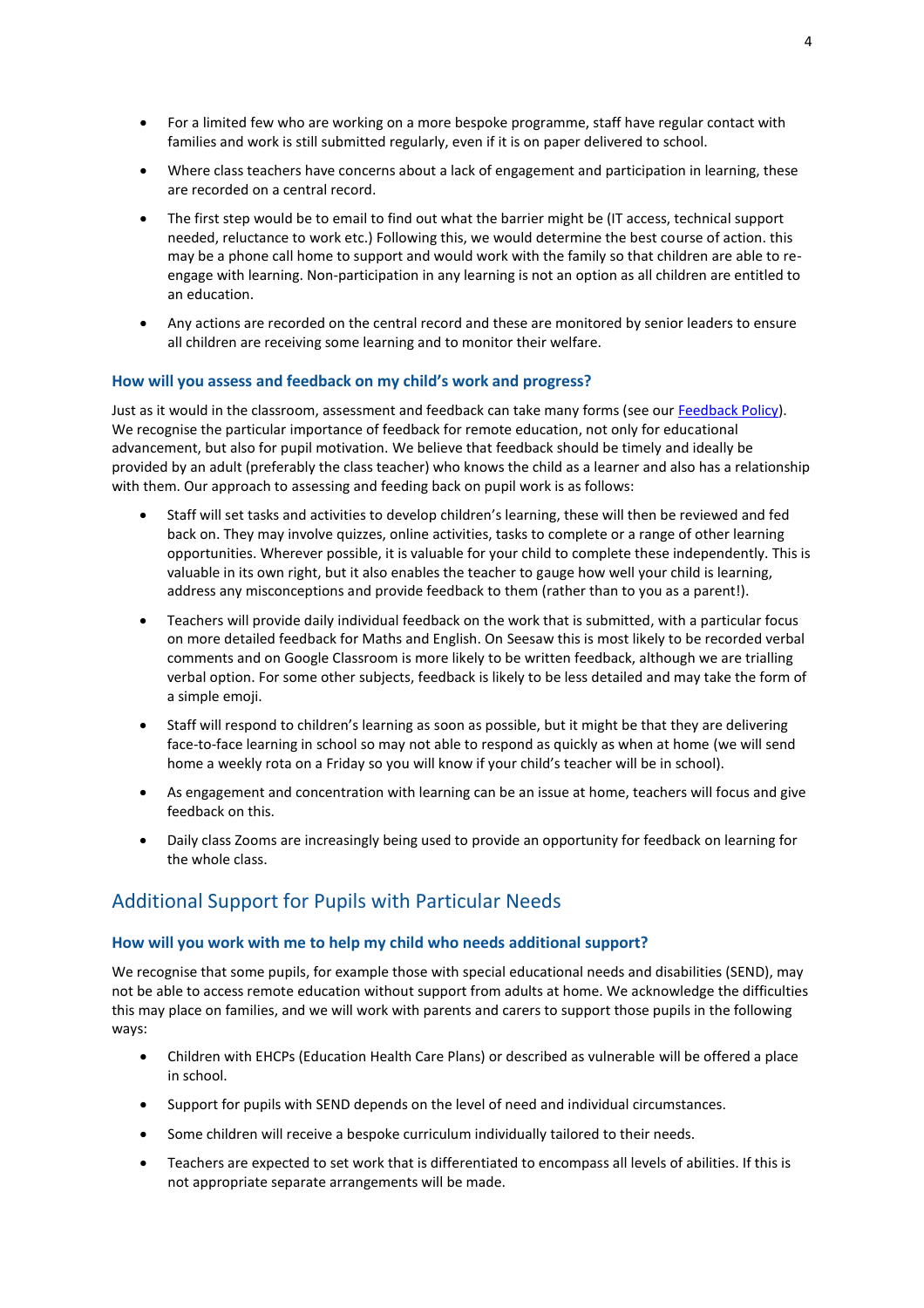- For a limited few who are working on a more bespoke programme, staff have regular contact with families and work is still submitted regularly, even if it is on paper delivered to school.
- Where class teachers have concerns about a lack of engagement and participation in learning, these are recorded on a central record.
- The first step would be to email to find out what the barrier might be (IT access, technical support needed, reluctance to work etc.) Following this, we would determine the best course of action. this may be a phone call home to support and would work with the family so that children are able to re-engage with learning. Non-participation in any learning is not an option as all children are entitled to an education.
- Any actions are recorded on the central record and these are monitored by senior leaders to ensure all children are receiving some learning and to monitor their welfare.

### How will you assess and feedback on my child's work and progress?

Just as it would in the classroom, assessment and feedback can take many forms (see our Feedback Policy). We recognise the particular importance of feedback for remote education, not only for educational advancement, but also for pupil motivation. We believe that feedback should be timely and ideally be provided by an adult (preferably the class teacher) who knows the child as a learner and also has a relationship with them. Our approach to assessing and feeding back on pupil work is as follows:

- Staff will set tasks and activities to develop children's learning, these will then be reviewed and fed back on. They may involve quizzes, online activities, tasks to complete or a range of other learning opportunities. Wherever possible, it is valuable for your child to complete these independently. This is valuable in its own right, but it also enables the teacher to gauge how well your child is learning, address any misconceptions and provide feedback to them (rather than to you as a parent!).
- Teachers will provide daily individual feedback on the work that is submitted, with a particular focus on more detailed feedback for Maths and English. On Seesaw this is most likely to be recorded verbal comments and on Google Classroom is more likely to be written feedback, although we are trialling verbal option. For some other subjects, feedback is likely to be less detailed and may take the form of a simple emoji.
- Staff will respond to children's learning as soon as possible, but it might be that they are delivering face-to-face learning in school so may not able to respond as quickly as when at home (we will send home a weekly rota on a Friday so you will know if your child's teacher will be in school).
- As engagement and concentration with learning can be an issue at home, teachers will focus and give feedback on this.
- Daily class Zooms are increasingly being used to provide an opportunity for feedback on learning for the whole class.

## Additional Support for Pupils with Particular Needs

### How will you work with me to help my child who needs additional support?

We recognise that some pupils, for example those with special educational needs and disabilities (SEND), may not be able to access remote education without support from adults at home. We acknowledge the difficulties this may place on families, and we will work with parents and carers to support those pupils in the following ways:

- Children with EHCPs (Education Health Care Plans) or described as vulnerable will be offered a place in school.
- Support for pupils with SEND depends on the level of need and individual circumstances.
- Some children will receive a bespoke curriculum individually tailored to their needs.
- Teachers are expected to set work that is differentiated to encompass all levels of abilities. If this is not appropriate separate arrangements will be made.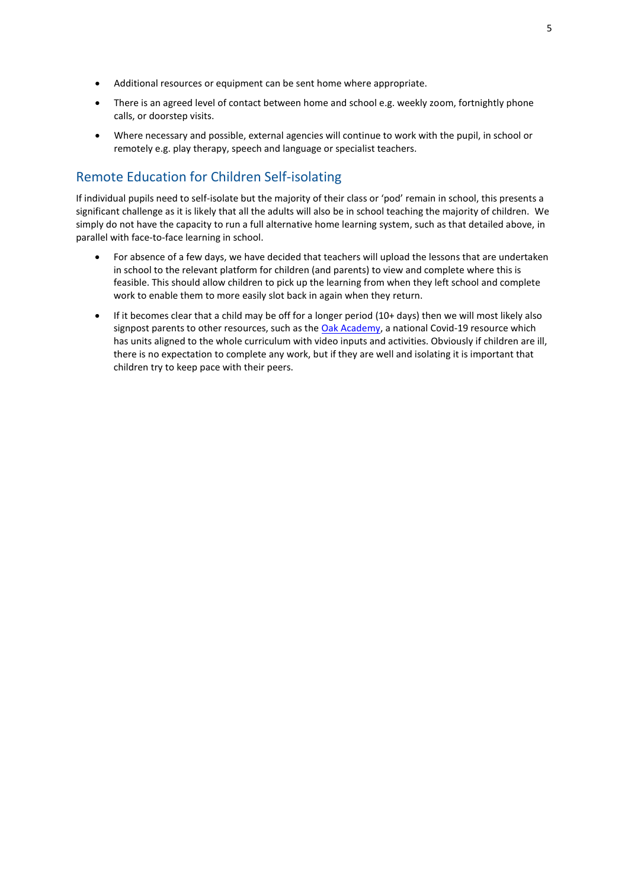- Additional resources or equipment can be sent home where appropriate.
- There is an agreed level of contact between home and school e.g. weekly zoom, fortnightly phone calls, or doorstep visits.
- Where necessary and possible, external agencies will continue to work with the pupil, in school or remotely e.g. play therapy, speech and language or specialist teachers.

## Remote Education for Children Self-isolating

If individual pupils need to self-isolate but the majority of their class or 'pod' remain in school, this presents a significant challenge as it is likely that all the adults will also be in school teaching the majority of children. We simply do not have the capacity to run a full alternative home learning system, such as that detailed above, in parallel with face-to-face learning in school.

- For absence of a few days, we have decided that teachers will upload the lessons that are undertaken in school to the relevant platform for children (and parents) to view and complete where this is feasible. This should allow children to pick up the learning from when they left school and complete work to enable them to more easily slot back in again when they return.
- If it becomes clear that a child may be off for a longer period (10+ days) then we will most likely also signpost parents to other resources, such as the Oak Academy, a national Covid-19 resource which has units aligned to the whole curriculum with video inputs and activities. Obviously if children are ill, there is no expectation to complete any work, but if they are well and isolating it is important that children try to keep pace with their peers.